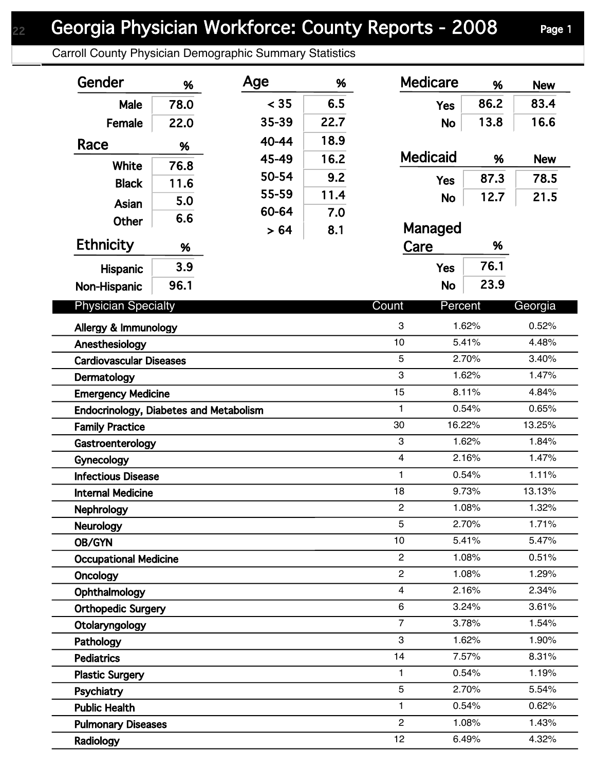# Georgia Physician Workforce: County Reports - 2008

## Carroll County Physician Demographic Summary Statistics

### Gender

| Gender | % |
|---|---|
| Male | 78.0 |
| Female | 22.0 |

### Race

| Race | % |
|---|---|
| White | 76.8 |
| Black | 11.6 |
| Asian | 5.0 |
| Other | 6.6 |

### Ethnicity

| Ethnicity | % |
|---|---|
| Hispanic | 3.9 |
| Non-Hispanic | 96.1 |

### Age

| Age | % |
|---|---|
| < 35 | 6.5 |
| 35-39 | 22.7 |
| 40-44 | 18.9 |
| 45-49 | 16.2 |
| 50-54 | 9.2 |
| 55-59 | 11.4 |
| 60-64 | 7.0 |
| > 64 | 8.1 |

### Medicare

| Medicare | % | New |
|---|---|---|
| Yes | 86.2 | 83.4 |
| No | 13.8 | 16.6 |

### Medicaid

| Medicaid | % | New |
|---|---|---|
| Yes | 87.3 | 78.5 |
| No | 12.7 | 21.5 |

### Managed Care

| Managed Care | % |
|---|---|
| Yes | 76.1 |
| No | 23.9 |

### Physician Specialty

| Physician Specialty | Count | Percent | Georgia |
|---|---|---|---|
| Allergy & Immunology | 3 | 1.62% | 0.52% |
| Anesthesiology | 10 | 5.41% | 4.48% |
| Cardiovascular Diseases | 5 | 2.70% | 3.40% |
| Dermatology | 3 | 1.62% | 1.47% |
| Emergency Medicine | 15 | 8.11% | 4.84% |
| Endocrinology, Diabetes and Metabolism | 1 | 0.54% | 0.65% |
| Family Practice | 30 | 16.22% | 13.25% |
| Gastroenterology | 3 | 1.62% | 1.84% |
| Gynecology | 4 | 2.16% | 1.47% |
| Infectious Disease | 1 | 0.54% | 1.11% |
| Internal Medicine | 18 | 9.73% | 13.13% |
| Nephrology | 2 | 1.08% | 1.32% |
| Neurology | 5 | 2.70% | 1.71% |
| OB/GYN | 10 | 5.41% | 5.47% |
| Occupational Medicine | 2 | 1.08% | 0.51% |
| Oncology | 2 | 1.08% | 1.29% |
| Ophthalmology | 4 | 2.16% | 2.34% |
| Orthopedic Surgery | 6 | 3.24% | 3.61% |
| Otolaryngology | 7 | 3.78% | 1.54% |
| Pathology | 3 | 1.62% | 1.90% |
| Pediatrics | 14 | 7.57% | 8.31% |
| Plastic Surgery | 1 | 0.54% | 1.19% |
| Psychiatry | 5 | 2.70% | 5.54% |
| Public Health | 1 | 0.54% | 0.62% |
| Pulmonary Diseases | 2 | 1.08% | 1.43% |
| Radiology | 12 | 6.49% | 4.32% |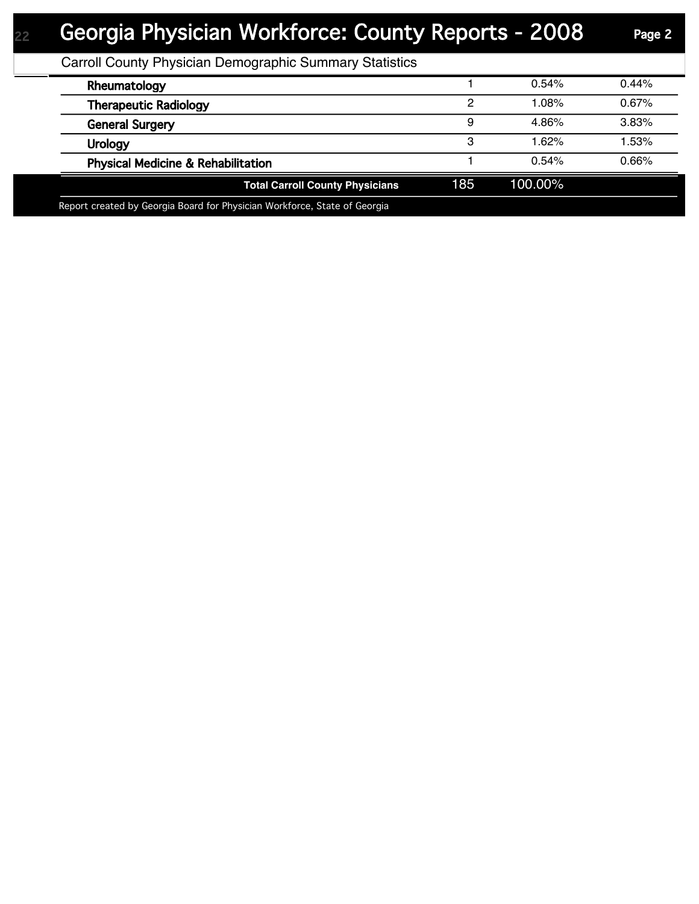## Carroll County Physician Demographic Summary Statistics

| | | | |
|---|---|---|---|
| **Rheumatology** | 1 | 0.54% | 0.44% |
| **Therapeutic Radiology** | 2 | 1.08% | 0.67% |
| **General Surgery** | 9 | 4.86% | 3.83% |
| **Urology** | 3 | 1.62% | 1.53% |
| **Physical Medicine & Rehabilitation** | 1 | 0.54% | 0.66% |
| **Total Carroll County Physicians** | 185 | 100.00% | |

Report created by Georgia Board for Physician Workforce, State of Georgia